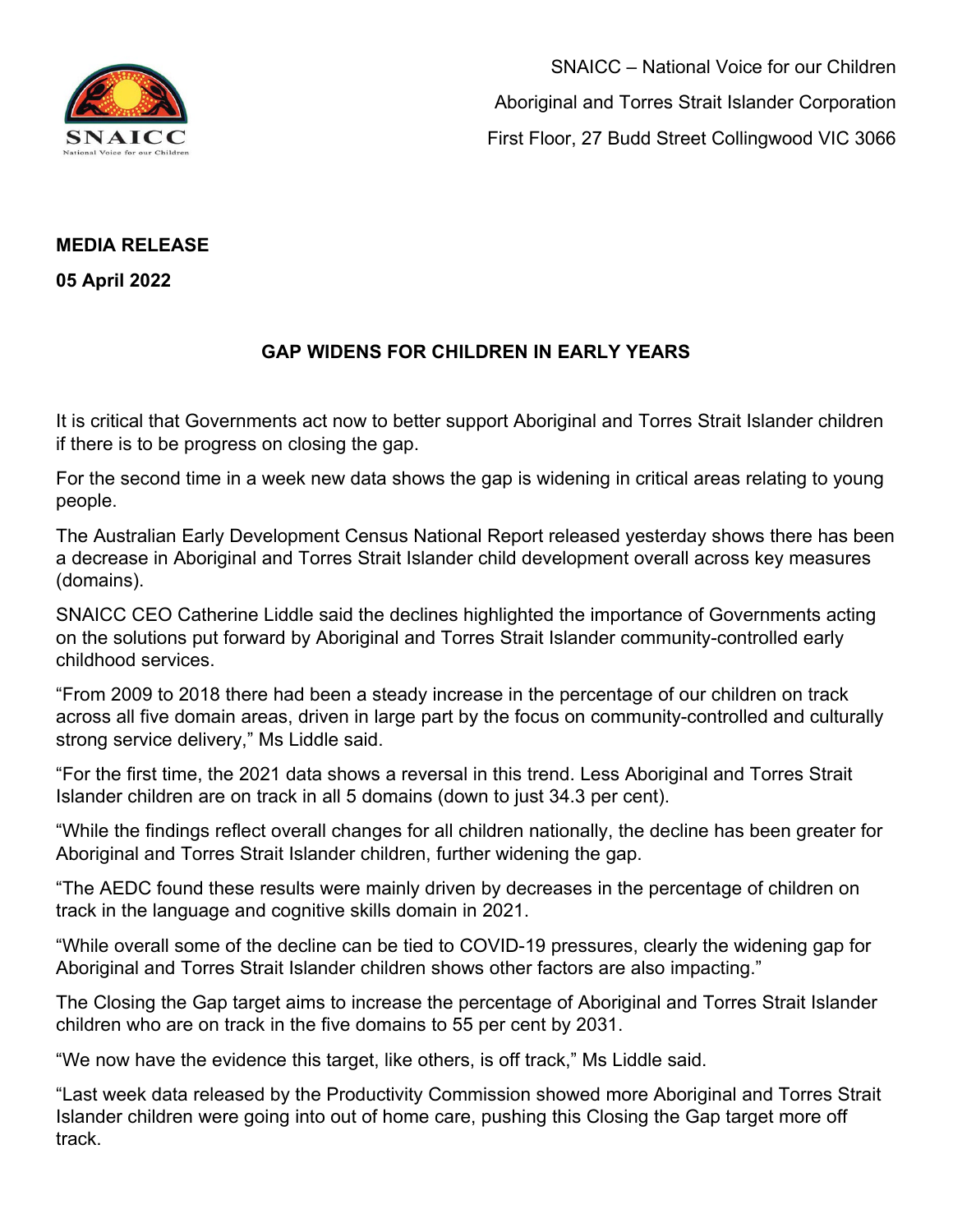SNAICC – National Voice for our Children

Aboriginal and Torres Strait Islander Corporation

First Floor, 27 Budd Street Collingwood VIC 3066

**MEDIA RELEASE**

**05 April 2022**

## GAP WIDENS FOR CHILDREN IN EARLY YEARS

It is critical that Governments act now to better support Aboriginal and Torres Strait Islander children if there is to be progress on closing the gap.

For the second time in a week new data shows the gap is widening in critical areas relating to young people.

The Australian Early Development Census National Report released yesterday shows there has been a decrease in Aboriginal and Torres Strait Islander child development overall across key measures (domains).

SNAICC CEO Catherine Liddle said the declines highlighted the importance of Governments acting on the solutions put forward by Aboriginal and Torres Strait Islander community-controlled early childhood services.

"From 2009 to 2018 there had been a steady increase in the percentage of our children on track across all five domain areas, driven in large part by the focus on community-controlled and culturally strong service delivery," Ms Liddle said.

"For the first time, the 2021 data shows a reversal in this trend. Less Aboriginal and Torres Strait Islander children are on track in all 5 domains (down to just 34.3 per cent).

"While the findings reflect overall changes for all children nationally, the decline has been greater for Aboriginal and Torres Strait Islander children, further widening the gap.

"The AEDC found these results were mainly driven by decreases in the percentage of children on track in the language and cognitive skills domain in 2021.

"While overall some of the decline can be tied to COVID-19 pressures, clearly the widening gap for Aboriginal and Torres Strait Islander children shows other factors are also impacting."

The Closing the Gap target aims to increase the percentage of Aboriginal and Torres Strait Islander children who are on track in the five domains to 55 per cent by 2031.

"We now have the evidence this target, like others, is off track," Ms Liddle said.

"Last week data released by the Productivity Commission showed more Aboriginal and Torres Strait Islander children were going into out of home care, pushing this Closing the Gap target more off track.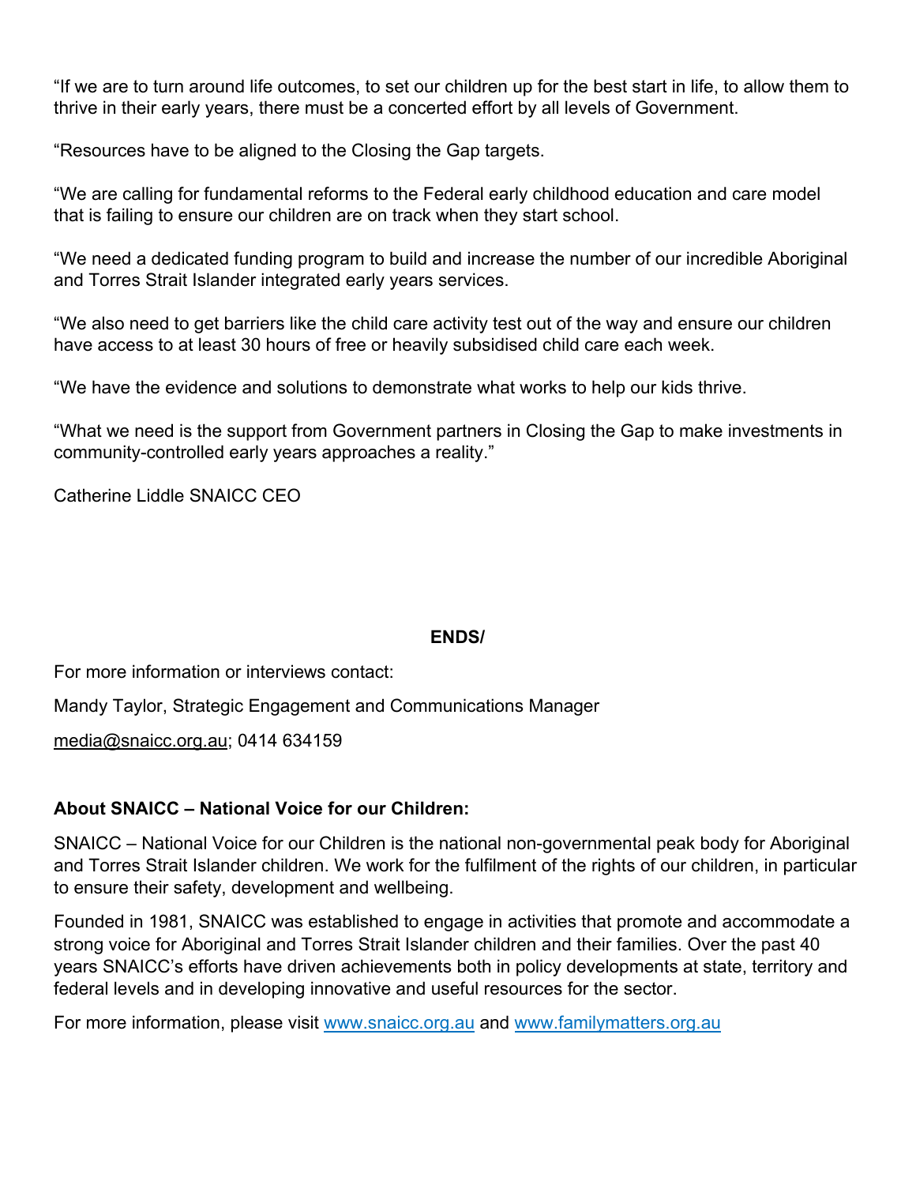"If we are to turn around life outcomes, to set our children up for the best start in life, to allow them to thrive in their early years, there must be a concerted effort by all levels of Government.

"Resources have to be aligned to the Closing the Gap targets.

"We are calling for fundamental reforms to the Federal early childhood education and care model that is failing to ensure our children are on track when they start school.

"We need a dedicated funding program to build and increase the number of our incredible Aboriginal and Torres Strait Islander integrated early years services.

"We also need to get barriers like the child care activity test out of the way and ensure our children have access to at least 30 hours of free or heavily subsidised child care each week.

"We have the evidence and solutions to demonstrate what works to help our kids thrive.

"What we need is the support from Government partners in Closing the Gap to make investments in community-controlled early years approaches a reality."

Catherine Liddle SNAICC CEO

**ENDS/**

For more information or interviews contact:

Mandy Taylor, Strategic Engagement and Communications Manager

media@snaicc.org.au; 0414 634159

**About SNAICC – National Voice for our Children:**

SNAICC – National Voice for our Children is the national non-governmental peak body for Aboriginal and Torres Strait Islander children. We work for the fulfilment of the rights of our children, in particular to ensure their safety, development and wellbeing.

Founded in 1981, SNAICC was established to engage in activities that promote and accommodate a strong voice for Aboriginal and Torres Strait Islander children and their families. Over the past 40 years SNAICC's efforts have driven achievements both in policy developments at state, territory and federal levels and in developing innovative and useful resources for the sector.

For more information, please visit www.snaicc.org.au and www.familymatters.org.au